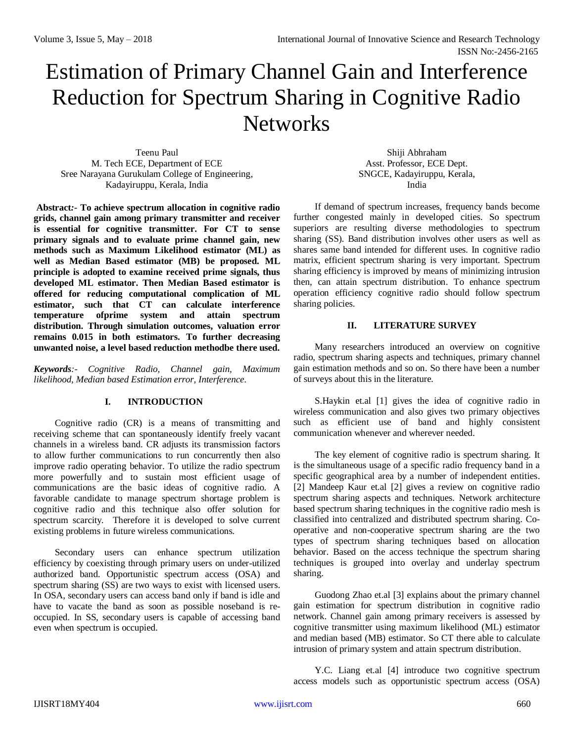# Estimation of Primary Channel Gain and Interference Reduction for Spectrum Sharing in Cognitive Radio Networks

Teenu Paul
M. Tech ECE, Department of ECE
Sree Narayana Gurukulam College of Engineering,
Kadayiruppu, Kerala, India

Shiji Abhraham
Asst. Professor, ECE Dept.
SNGCE, Kadayiruppu, Kerala,
India

**Abstract:- To achieve spectrum allocation in cognitive radio grids, channel gain among primary transmitter and receiver is essential for cognitive transmitter. For CT to sense primary signals and to evaluate prime channel gain, new methods such as Maximum Likelihood estimator (ML) as well as Median Based estimator (MB) be proposed. ML principle is adopted to examine received prime signals, thus developed ML estimator. Then Median Based estimator is offered for reducing computational complication of ML estimator, such that CT can calculate interference temperature ofprime system and attain spectrum distribution. Through simulation outcomes, valuation error remains 0.015 in both estimators. To further decreasing unwanted noise, a level based reduction methodbe there used.**

***Keywords**:- Cognitive Radio, Channel gain, Maximum likelihood, Median based Estimation error, Interference.*

## I. INTRODUCTION

Cognitive radio (CR) is a means of transmitting and receiving scheme that can spontaneously identify freely vacant channels in a wireless band. CR adjusts its transmission factors to allow further communications to run concurrently then also improve radio operating behavior. To utilize the radio spectrum more powerfully and to sustain most efficient usage of communications are the basic ideas of cognitive radio. A favorable candidate to manage spectrum shortage problem is cognitive radio and this technique also offer solution for spectrum scarcity. Therefore it is developed to solve current existing problems in future wireless communications.

Secondary users can enhance spectrum utilization efficiency by coexisting through primary users on under-utilized authorized band. Opportunistic spectrum access (OSA) and spectrum sharing (SS) are two ways to exist with licensed users. In OSA, secondary users can access band only if band is idle and have to vacate the band as soon as possible noseband is re-occupied. In SS, secondary users is capable of accessing band even when spectrum is occupied.

If demand of spectrum increases, frequency bands become further congested mainly in developed cities. So spectrum superiors are resulting diverse methodologies to spectrum sharing (SS). Band distribution involves other users as well as shares same band intended for different uses. In cognitive radio matrix, efficient spectrum sharing is very important. Spectrum sharing efficiency is improved by means of minimizing intrusion then, can attain spectrum distribution. To enhance spectrum operation efficiency cognitive radio should follow spectrum sharing policies.

## II. LITERATURE SURVEY

Many researchers introduced an overview on cognitive radio, spectrum sharing aspects and techniques, primary channel gain estimation methods and so on. So there have been a number of surveys about this in the literature.

S.Haykin et.al [1] gives the idea of cognitive radio in wireless communication and also gives two primary objectives such as efficient use of band and highly consistent communication whenever and wherever needed.

The key element of cognitive radio is spectrum sharing. It is the simultaneous usage of a specific radio frequency band in a specific geographical area by a number of independent entities. [2] Mandeep Kaur et.al [2] gives a review on cognitive radio spectrum sharing aspects and techniques. Network architecture based spectrum sharing techniques in the cognitive radio mesh is classified into centralized and distributed spectrum sharing. Co-operative and non-cooperative spectrum sharing are the two types of spectrum sharing techniques based on allocation behavior. Based on the access technique the spectrum sharing techniques is grouped into overlay and underlay spectrum sharing.

Guodong Zhao et.al [3] explains about the primary channel gain estimation for spectrum distribution in cognitive radio network. Channel gain among primary receivers is assessed by cognitive transmitter using maximum likelihood (ML) estimator and median based (MB) estimator. So CT there able to calculate intrusion of primary system and attain spectrum distribution.

Y.C. Liang et.al [4] introduce two cognitive spectrum access models such as opportunistic spectrum access (OSA)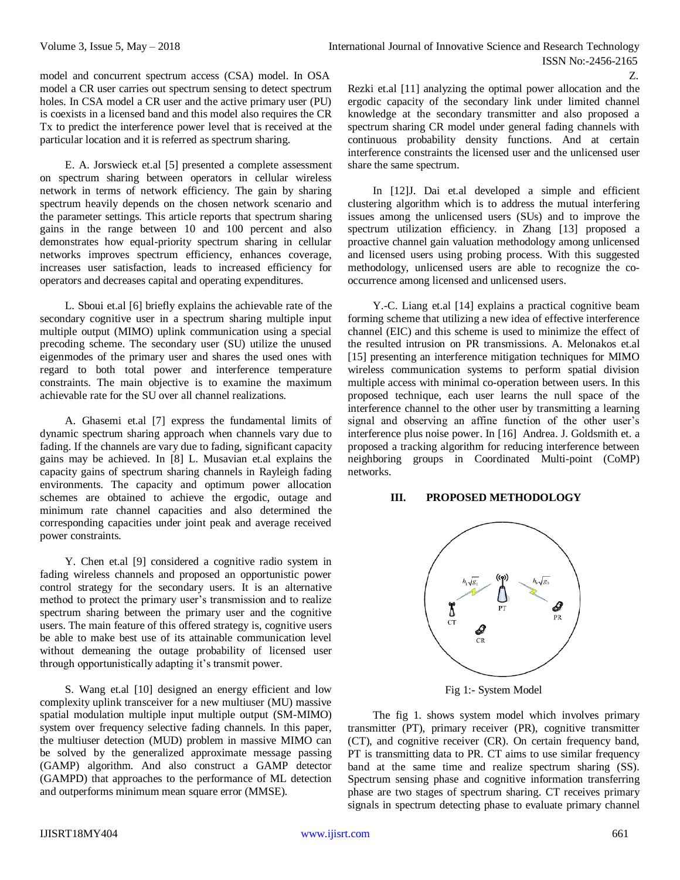model and concurrent spectrum access (CSA) model. In OSA model a CR user carries out spectrum sensing to detect spectrum holes. In CSA model a CR user and the active primary user (PU) is coexists in a licensed band and this model also requires the CR Tx to predict the interference power level that is received at the particular location and it is referred as spectrum sharing.

E. A. Jorswieck et.al [5] presented a complete assessment on spectrum sharing between operators in cellular wireless network in terms of network efficiency. The gain by sharing spectrum heavily depends on the chosen network scenario and the parameter settings. This article reports that spectrum sharing gains in the range between 10 and 100 percent and also demonstrates how equal-priority spectrum sharing in cellular networks improves spectrum efficiency, enhances coverage, increases user satisfaction, leads to increased efficiency for operators and decreases capital and operating expenditures.

L. Sboui et.al [6] briefly explains the achievable rate of the secondary cognitive user in a spectrum sharing multiple input multiple output (MIMO) uplink communication using a special precoding scheme. The secondary user (SU) utilize the unused eigenmodes of the primary user and shares the used ones with regard to both total power and interference temperature constraints. The main objective is to examine the maximum achievable rate for the SU over all channel realizations.

A. Ghasemi et.al [7] express the fundamental limits of dynamic spectrum sharing approach when channels vary due to fading. If the channels are vary due to fading, significant capacity gains may be achieved. In [8] L. Musavian et.al explains the capacity gains of spectrum sharing channels in Rayleigh fading environments. The capacity and optimum power allocation schemes are obtained to achieve the ergodic, outage and minimum rate channel capacities and also determined the corresponding capacities under joint peak and average received power constraints.

Y. Chen et.al [9] considered a cognitive radio system in fading wireless channels and proposed an opportunistic power control strategy for the secondary users. It is an alternative method to protect the primary user's transmission and to realize spectrum sharing between the primary user and the cognitive users. The main feature of this offered strategy is, cognitive users be able to make best use of its attainable communication level without demeaning the outage probability of licensed user through opportunistically adapting it's transmit power.

S. Wang et.al [10] designed an energy efficient and low complexity uplink transceiver for a new multiuser (MU) massive spatial modulation multiple input multiple output (SM-MIMO) system over frequency selective fading channels. In this paper, the multiuser detection (MUD) problem in massive MIMO can be solved by the generalized approximate message passing (GAMP) algorithm. And also construct a GAMP detector (GAMPD) that approaches to the performance of ML detection and outperforms minimum mean square error (MMSE).

Z. Rezki et.al [11] analyzing the optimal power allocation and the ergodic capacity of the secondary link under limited channel knowledge at the secondary transmitter and also proposed a spectrum sharing CR model under general fading channels with continuous probability density functions. And at certain interference constraints the licensed user and the unlicensed user share the same spectrum.

In [12]J. Dai et.al developed a simple and efficient clustering algorithm which is to address the mutual interfering issues among the unlicensed users (SUs) and to improve the spectrum utilization efficiency. in Zhang [13] proposed a proactive channel gain valuation methodology among unlicensed and licensed users using probing process. With this suggested methodology, unlicensed users are able to recognize the co-occurrence among licensed and unlicensed users.

Y.-C. Liang et.al [14] explains a practical cognitive beam forming scheme that utilizing a new idea of effective interference channel (EIC) and this scheme is used to minimize the effect of the resulted intrusion on PR transmissions. A. Melonakos et.al [15] presenting an interference mitigation techniques for MIMO wireless communication systems to perform spatial division multiple access with minimal co-operation between users. In this proposed technique, each user learns the null space of the interference channel to the other user by transmitting a learning signal and observing an affine function of the other user's interference plus noise power. In [16] Andrea. J. Goldsmith et. a proposed a tracking algorithm for reducing interference between neighboring groups in Coordinated Multi-point (CoMP) networks.

## III. PROPOSED METHODOLOGY

Fig 1:- System Model

The fig 1. shows system model which involves primary transmitter (PT), primary receiver (PR), cognitive transmitter (CT), and cognitive receiver (CR). On certain frequency band, PT is transmitting data to PR. CT aims to use similar frequency band at the same time and realize spectrum sharing (SS). Spectrum sensing phase and cognitive information transferring phase are two stages of spectrum sharing. CT receives primary signals in spectrum detecting phase to evaluate primary channel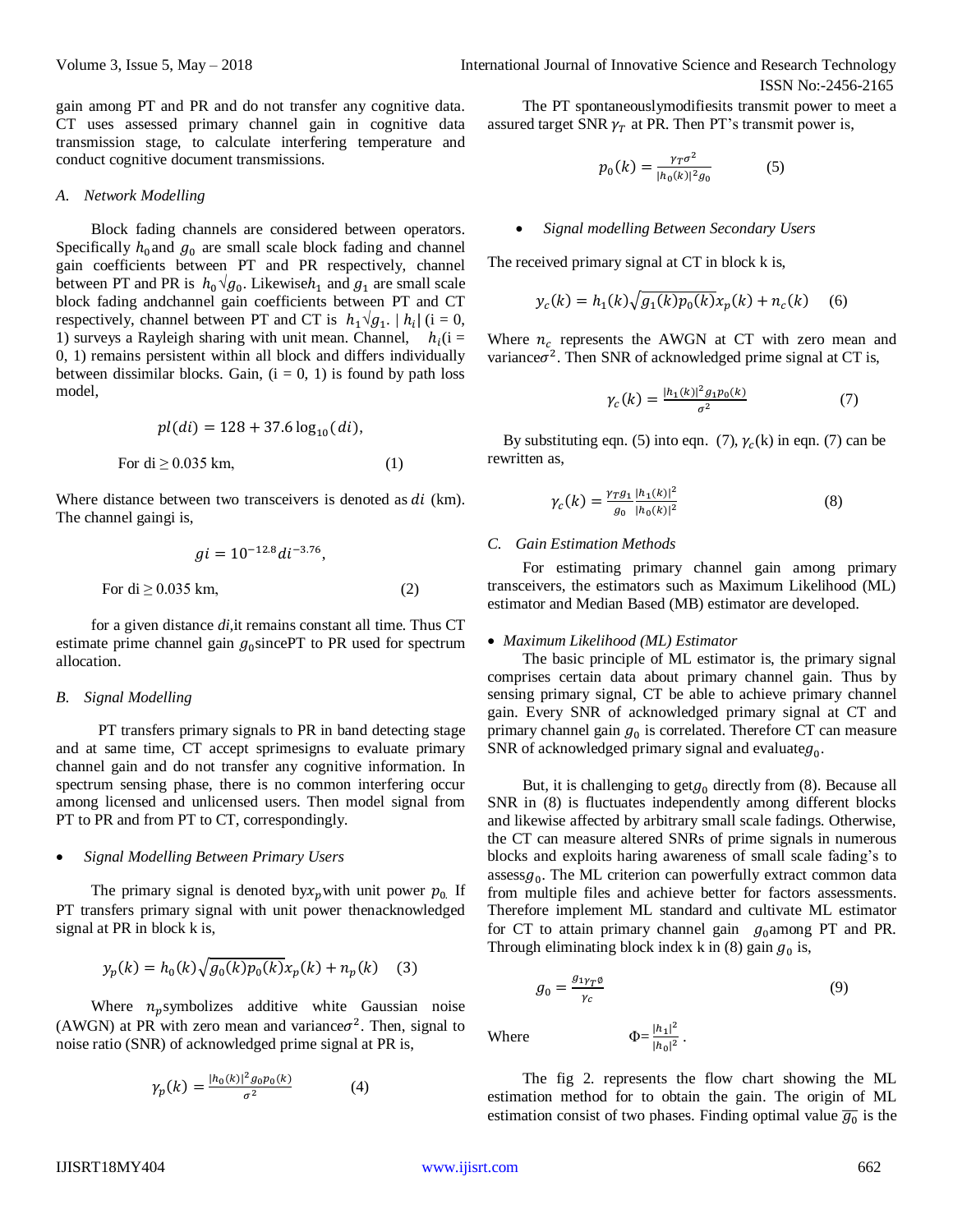gain among PT and PR and do not transfer any cognitive data. CT uses assessed primary channel gain in cognitive data transmission stage, to calculate interfering temperature and conduct cognitive document transmissions.

### *A. Network Modelling*

Block fading channels are considered between operators. Specifically $h_0$ and $g_0$ are small scale block fading and channel gain coefficients between PT and PR respectively, channel between PT and PR is $h_0\sqrt{g_0}$. Likewise $h_1$ and $g_1$ are small scale block fading andchannel gain coefficients between PT and CT respectively, channel between PT and CT is $h_1\sqrt{g_1}$. $|h_i|$ (i = 0, 1) surveys a Rayleigh sharing with unit mean. Channel, $h_i$(i = 0, 1) remains persistent within all block and differs individually between dissimilar blocks. Gain, (i = 0, 1) is found by path loss model,

$$pl(di) = 128 + 37.6\log_{10}(di),$$

For di ≥ 0.035 km, (1)

Where distance between two transceivers is denoted as $di$ (km). The channel gaingi is,

$$gi = 10^{-12.8}di^{-3.76},$$

For di ≥ 0.035 km, (2)

for a given distance *di*,it remains constant all time. Thus CT estimate prime channel gain $g_0$ sincePT to PR used for spectrum allocation.

### *B. Signal Modelling*

PT transfers primary signals to PR in band detecting stage and at same time, CT accept sprimesigns to evaluate primary channel gain and do not transfer any cognitive information. In spectrum sensing phase, there is no common interfering occur among licensed and unlicensed users. Then model signal from PT to PR and from PT to CT, correspondingly.

- *Signal Modelling Between Primary Users*

The primary signal is denoted by $x_p$ with unit power $p_0$. If PT transfers primary signal with unit power thenacknowledged signal at PR in block k is,

$$y_p(k) = h_0(k)\sqrt{g_0(k)p_0(k)}x_p(k) + n_p(k) \quad (3)$$

Where $n_p$ symbolizes additive white Gaussian noise (AWGN) at PR with zero mean and variance $\sigma^2$. Then, signal to noise ratio (SNR) of acknowledged prime signal at PR is,

$$\gamma_p(k) = \frac{|h_0(k)|^2 g_0 p_0(k)}{\sigma^2} \quad (4)$$

The PT spontaneouslymodifiesits transmit power to meet a assured target SNR $\gamma_T$ at PR. Then PT's transmit power is,

$$p_0(k) = \frac{\gamma_T\sigma^2}{|h_0(k)|^2 g_0} \quad (5)$$

- *Signal modelling Between Secondary Users*

The received primary signal at CT in block k is,

$$y_c(k) = h_1(k)\sqrt{g_1(k)p_0(k)}x_p(k) + n_c(k) \quad (6)$$

Where $n_c$ represents the AWGN at CT with zero mean and variance $\sigma^2$. Then SNR of acknowledged prime signal at CT is,

$$\gamma_c(k) = \frac{|h_1(k)|^2 g_1 p_0(k)}{\sigma^2} \quad (7)$$

By substituting eqn. (5) into eqn. (7), $\gamma_c$(k) in eqn. (7) can be rewritten as,

$$\gamma_c(k) = \frac{\gamma_T g_1}{g_0}\frac{|h_1(k)|^2}{|h_0(k)|^2} \quad (8)$$

### *C. Gain Estimation Methods*

For estimating primary channel gain among primary transceivers, the estimators such as Maximum Likelihood (ML) estimator and Median Based (MB) estimator are developed.

- *Maximum Likelihood (ML) Estimator*

The basic principle of ML estimator is, the primary signal comprises certain data about primary channel gain. Thus by sensing primary signal, CT be able to achieve primary channel gain. Every SNR of acknowledged primary signal at CT and primary channel gain $g_0$ is correlated. Therefore CT can measure SNR of acknowledged primary signal and evaluate $g_0$.

But, it is challenging to get $g_0$ directly from (8). Because all SNR in (8) is fluctuates independently among different blocks and likewise affected by arbitrary small scale fadings. Otherwise, the CT can measure altered SNRs of prime signals in numerous blocks and exploits haring awareness of small scale fading's to assess $g_0$. The ML criterion can powerfully extract common data from multiple files and achieve better for factors assessments. Therefore implement ML standard and cultivate ML estimator for CT to attain primary channel gain $g_0$ among PT and PR. Through eliminating block index k in (8) gain $g_0$ is,

$$g_0 = \frac{g_1\gamma_T\phi}{\gamma_c} \quad (9)$$

Where $\Phi = \frac{|h_1|^2}{|h_0|^2}$.

The fig 2. represents the flow chart showing the ML estimation method for to obtain the gain. The origin of ML estimation consist of two phases. Finding optimal value $\overline{g_0}$ is the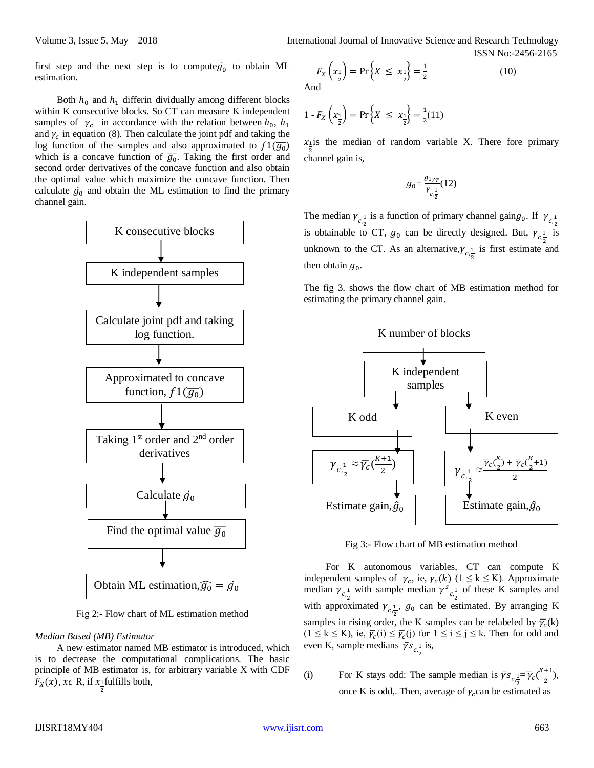first step and the next step is to compute $\acute{g}_0$ to obtain ML estimation.

Both $h_0$ and $h_1$ differin dividually among different blocks within K consecutive blocks. So CT can measure K independent samples of $\gamma_c$ in accordance with the relation between $h_0$, $h_1$ and $\gamma_c$ in equation (8). Then calculate the joint pdf and taking the log function of the samples and also approximated to $f1(\overline{g_0})$ which is a concave function of $\overline{g_0}$. Taking the first order and second order derivatives of the concave function and also obtain the optimal value which maximize the concave function. Then calculate $\acute{g}_0$ and obtain the ML estimation to find the primary channel gain.

K consecutive blocks → K independent samples → Calculate joint pdf and taking log function. → Approximated to concave function, $f1(\overline{g_0})$ → Taking 1st order and 2nd order derivatives → Calculate $\acute{g}_0$ → Find the optimal value $\overline{g_0}$ → Obtain ML estimation, $\widehat{g_0} = \acute{g}_0$

Fig 2:- Flow chart of ML estimation method

*Median Based (MB) Estimator*

A new estimator named MB estimator is introduced, which is to decrease the computational complications. The basic principle of MB estimator is, for arbitrary variable X with CDF $F_X(x)$, $x \in$ R, if $x_{\frac{1}{2}}$ fulfills both,

$$F_X\left(x_{\frac{1}{2}}\right) = \Pr\left\{X \le x_{\frac{1}{2}}\right\} = \frac{1}{2} \quad (10)$$

And

$$1 - F_X\left(x_{\frac{1}{2}}\right) = \Pr\left\{X \le x_{\frac{1}{2}}\right\} = \frac{1}{2} (11)$$

$x_{\frac{1}{2}}$ is the median of random variable X. There fore primary channel gain is,

$$g_0 = \frac{g_1 \gamma_T}{\gamma_{c,\frac{1}{2}}} (12)$$

The median $\gamma_{c,\frac{1}{2}}$ is a function of primary channel gain $g_0$. If $\gamma_{c,\frac{1}{2}}$ is obtainable to CT, $g_0$ can be directly designed. But, $\gamma_{c,\frac{1}{2}}$ is unknown to the CT. As an alternative, $\gamma_{c,\frac{1}{2}}$ is first estimate and then obtain $g_0$.

The fig 3. shows the flow chart of MB estimation method for estimating the primary channel gain.

K number of blocks → K independent samples → K odd → $\gamma_{c,\frac{1}{2}} \approx \overline{\gamma}_c(\frac{K+1}{2})$ → Estimate gain, $\hat{g}_0$

K number of blocks → K independent samples → K even → $\gamma_{c,\frac{1}{2}} \approx \frac{\overline{\gamma}_c(\frac{K}{2}) + \overline{\gamma}_c(\frac{K}{2}+1)}{2}$ → Estimate gain, $\hat{g}_0$

Fig 3:- Flow chart of MB estimation method

For K autonomous variables, CT can compute K independent samples of $\gamma_c$, ie, $\gamma_c(k)$ $(1 \le k \le K)$. Approximate median $\gamma_{c,\frac{1}{2}}$ with sample median $\gamma^s{}_{c,\frac{1}{2}}$ of these K samples and with approximated $\gamma_{c,\frac{1}{2}}$, $g_0$ can be estimated. By arranging K samples in rising order, the K samples can be relabeled by $\overline{\gamma}_c$(k) $(1 \le k \le K)$, ie, $\overline{\gamma}_c(i) \le \overline{\gamma}_c(j)$ for $1 \le i \le j \le k$. Then for odd and even K, sample medians $\bar{\gamma}s_{c,\frac{1}{2}}$ is,

(i) For K stays odd: The sample median is $\bar{\gamma}s_{c,\frac{1}{2}} = \overline{\gamma}_c(\frac{K+1}{2})$, once K is odd,. Then, average of $\gamma_c$ can be estimated as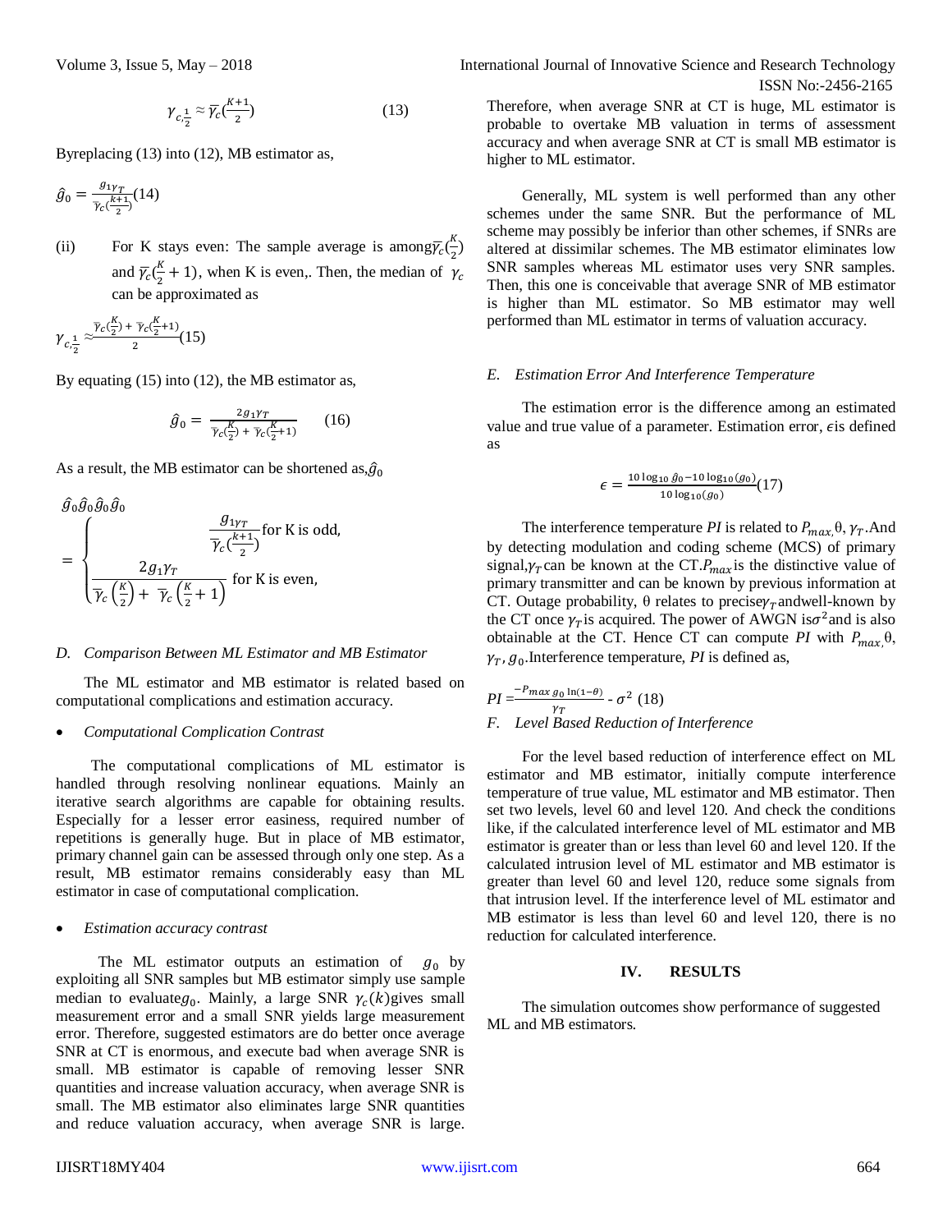$$\gamma_{c,\frac{1}{2}} \approx \overline{\gamma}_c(\tfrac{K+1}{2}) \quad (13)$$

Byreplacing (13) into (12), MB estimator as,

$$\hat{g}_0 = \frac{g_1\gamma_T}{\overline{\gamma}_c(\frac{K+1}{2})} (14)$$

(ii) For K stays even: The sample average is among $\overline{\gamma}_c(\frac{K}{2})$ and $\overline{\gamma}_c(\frac{K}{2}+1)$, when K is even,. Then, the median of $\gamma_c$ can be approximated as

$$\gamma_{c,\frac{1}{2}} \approx \frac{\overline{\gamma}_c(\frac{K}{2}) + \overline{\gamma}_c(\frac{K}{2}+1)}{2} (15)$$

By equating (15) into (12), the MB estimator as,

$$\hat{g}_0 = \frac{2g_1\gamma_T}{\overline{\gamma}_c(\frac{K}{2}) + \overline{\gamma}_c(\frac{K}{2}+1)} \quad (16)$$

As a result, the MB estimator can be shortened as, $\hat{g}_0$

$$\hat{g}_0\hat{g}_0\hat{g}_0\hat{g}_0 = \begin{cases} \dfrac{g_{1\gamma_T}}{\overline{\gamma}_c(\frac{k+1}{2})} \text{for K is odd,} \\ \dfrac{2g_1\gamma_T}{\overline{\gamma}_c\left(\frac{K}{2}\right) + \overline{\gamma}_c\left(\frac{K}{2}+1\right)} \text{ for K is even,} \end{cases}$$

### *D. Comparison Between ML Estimator and MB Estimator*

The ML estimator and MB estimator is related based on computational complications and estimation accuracy.

- *Computational Complication Contrast*

The computational complications of ML estimator is handled through resolving nonlinear equations. Mainly an iterative search algorithms are capable for obtaining results. Especially for a lesser error easiness, required number of repetitions is generally huge. But in place of MB estimator, primary channel gain can be assessed through only one step. As a result, MB estimator remains considerably easy than ML estimator in case of computational complication.

- *Estimation accuracy contrast*

The ML estimator outputs an estimation of $g_0$ by exploiting all SNR samples but MB estimator simply use sample median to evaluate $g_0$. Mainly, a large SNR $\gamma_c(k)$ gives small measurement error and a small SNR yields large measurement error. Therefore, suggested estimators are do better once average SNR at CT is enormous, and execute bad when average SNR is small. MB estimator is capable of removing lesser SNR quantities and increase valuation accuracy, when average SNR is small. The MB estimator also eliminates large SNR quantities and reduce valuation accuracy, when average SNR is large. Therefore, when average SNR at CT is huge, ML estimator is probable to overtake MB valuation in terms of assessment accuracy and when average SNR at CT is small MB estimator is higher to ML estimator.

Generally, ML system is well performed than any other schemes under the same SNR. But the performance of ML scheme may possibly be inferior than other schemes, if SNRs are altered at dissimilar schemes. The MB estimator eliminates low SNR samples whereas ML estimator uses very SNR samples. Then, this one is conceivable that average SNR of MB estimator is higher than ML estimator. So MB estimator may well performed than ML estimator in terms of valuation accuracy.

### *E. Estimation Error And Interference Temperature*

The estimation error is the difference among an estimated value and true value of a parameter. Estimation error, $\epsilon$ is defined as

$$\epsilon = \frac{10\log_{10}\hat{g}_0 - 10\log_{10}(g_0)}{10\log_{10}(g_0)} (17)$$

The interference temperature *PI* is related to $P_{max}$, θ, $\gamma_T$. And by detecting modulation and coding scheme (MCS) of primary signal, $\gamma_T$ can be known at the CT. $P_{max}$ is the distinctive value of primary transmitter and can be known by previous information at CT. Outage probability, θ relates to precise $\gamma_T$ and well-known by the CT once $\gamma_T$ is acquired. The power of AWGN is $\sigma^2$ and is also obtainable at the CT. Hence CT can compute *PI* with $P_{max}$, θ, $\gamma_T$, $g_0$. Interference temperature, *PI* is defined as,

$$PI = \frac{-P_{max}\, g_0 \ln(1-\theta)}{\gamma_T} - \sigma^2 \ (18)$$

### *F. Level Based Reduction of Interference*

For the level based reduction of interference effect on ML estimator and MB estimator, initially compute interference temperature of true value, ML estimator and MB estimator. Then set two levels, level 60 and level 120. And check the conditions like, if the calculated interference level of ML estimator and MB estimator is greater than or less than level 60 and level 120. If the calculated intrusion level of ML estimator and MB estimator is greater than level 60 and level 120, reduce some signals from that intrusion level. If the interference level of ML estimator and MB estimator is less than level 60 and level 120, there is no reduction for calculated interference.

## IV. RESULTS

The simulation outcomes show performance of suggested ML and MB estimators.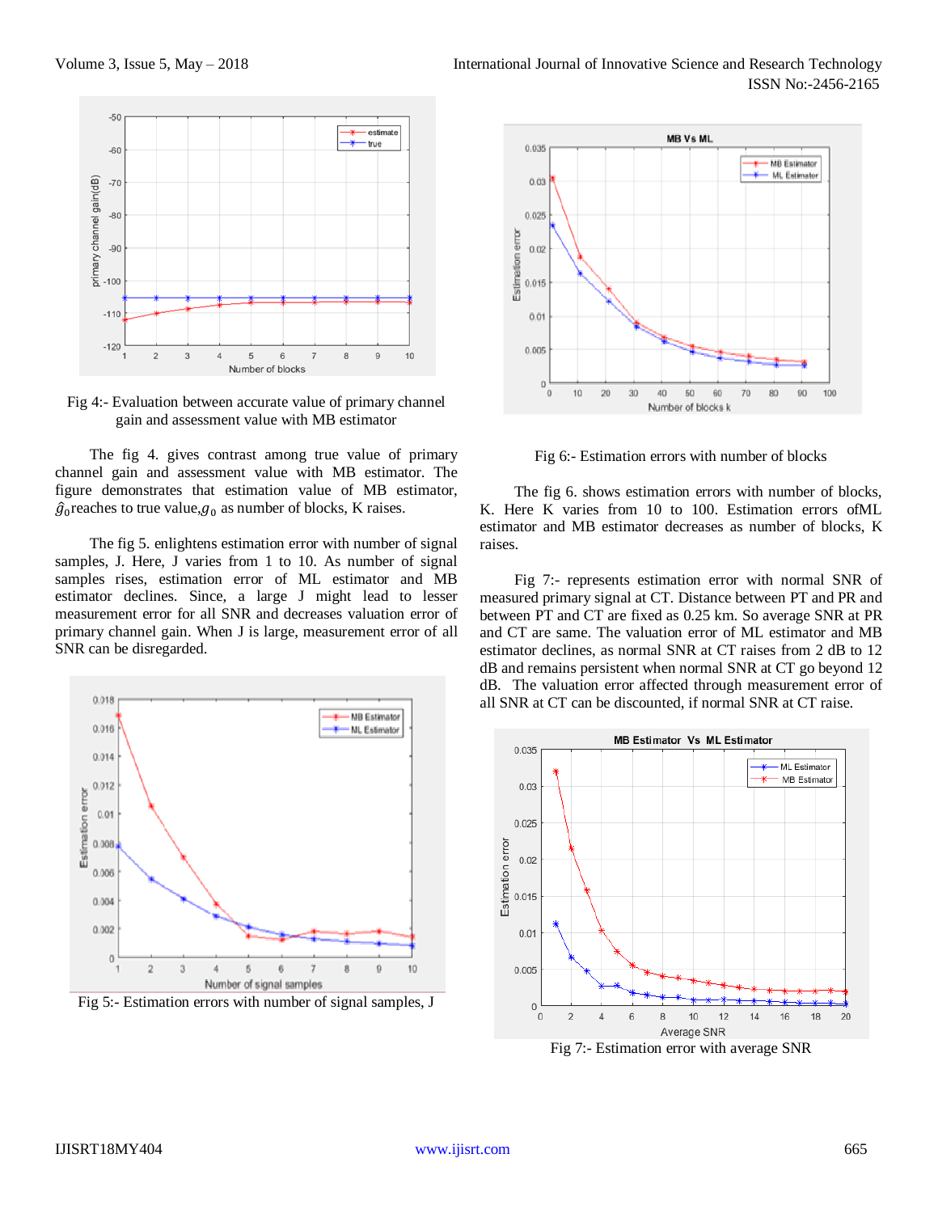Fig 4:- Evaluation between accurate value of primary channel gain and assessment value with MB estimator

The fig 4. gives contrast among true value of primary channel gain and assessment value with MB estimator. The figure demonstrates that estimation value of MB estimator, $\hat{g}_0$reaches to true value,$g_0$ as number of blocks, K raises.

The fig 5. enlightens estimation error with number of signal samples, J. Here, J varies from 1 to 10. As number of signal samples rises, estimation error of ML estimator and MB estimator declines. Since, a large J might lead to lesser measurement error for all SNR and decreases valuation error of primary channel gain. When J is large, measurement error of all SNR can be disregarded.

Fig 5:- Estimation errors with number of signal samples, J

Fig 6:- Estimation errors with number of blocks

The fig 6. shows estimation errors with number of blocks, K. Here K varies from 10 to 100. Estimation errors ofML estimator and MB estimator decreases as number of blocks, K raises.

Fig 7:- represents estimation error with normal SNR of measured primary signal at CT. Distance between PT and PR and between PT and CT are fixed as 0.25 km. So average SNR at PR and CT are same. The valuation error of ML estimator and MB estimator declines, as normal SNR at CT raises from 2 dB to 12 dB and remains persistent when normal SNR at CT go beyond 12 dB. The valuation error affected through measurement error of all SNR at CT can be discounted, if normal SNR at CT raise.

Fig 7:- Estimation error with average SNR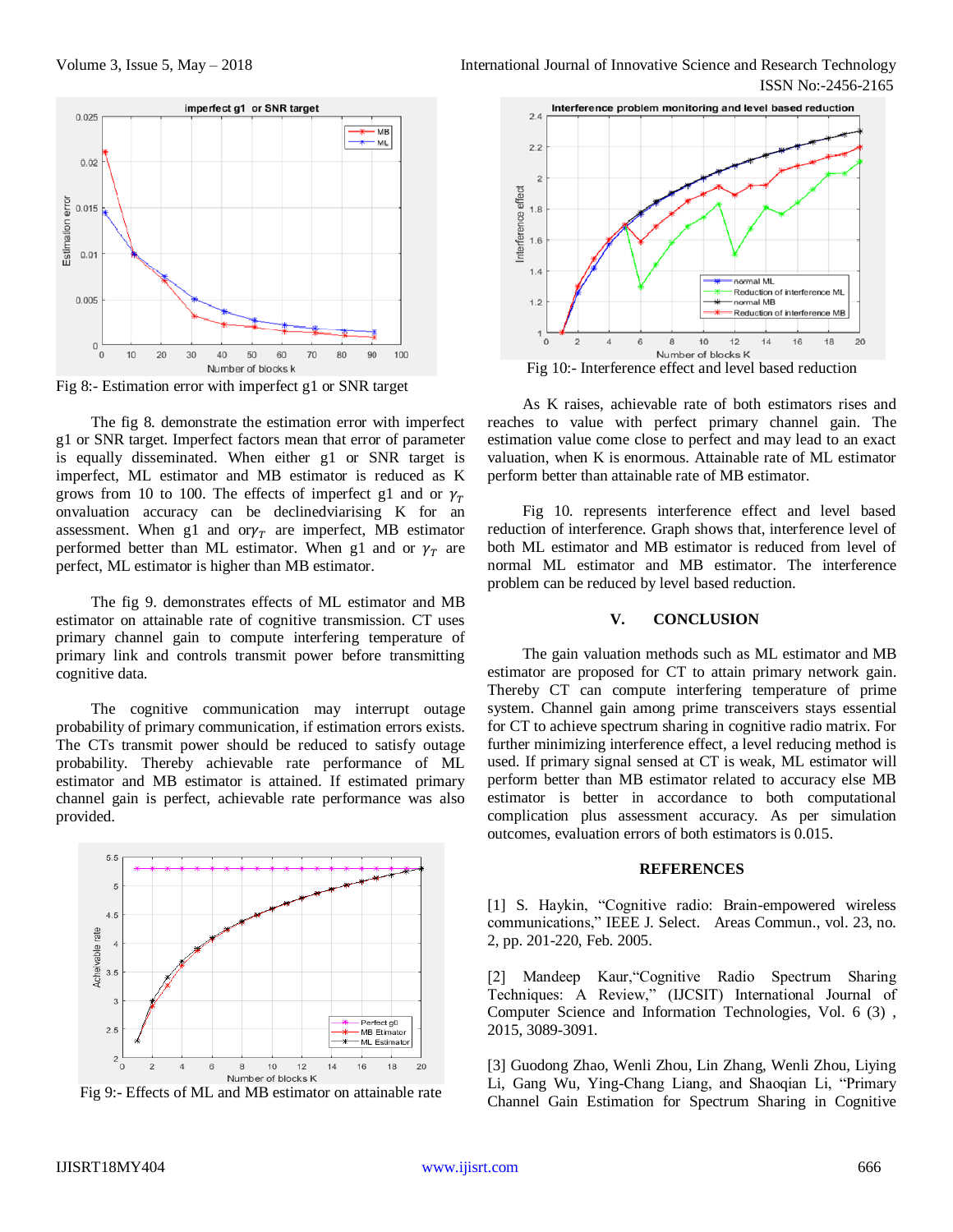Fig 8:- Estimation error with imperfect g1 or SNR target

The fig 8. demonstrate the estimation error with imperfect g1 or SNR target. Imperfect factors mean that error of parameter is equally disseminated. When either g1 or SNR target is imperfect, ML estimator and MB estimator is reduced as K grows from 10 to 100. The effects of imperfect g1 and or $\gamma_T$ onvaluation accuracy can be declinedviarising K for an assessment. When g1 and or$\gamma_T$ are imperfect, MB estimator performed better than ML estimator. When g1 and or $\gamma_T$ are perfect, ML estimator is higher than MB estimator.

The fig 9. demonstrates effects of ML estimator and MB estimator on attainable rate of cognitive transmission. CT uses primary channel gain to compute interfering temperature of primary link and controls transmit power before transmitting cognitive data.

The cognitive communication may interrupt outage probability of primary communication, if estimation errors exists. The CTs transmit power should be reduced to satisfy outage probability. Thereby achievable rate performance of ML estimator and MB estimator is attained. If estimated primary channel gain is perfect, achievable rate performance was also provided.

Fig 9:- Effects of ML and MB estimator on attainable rate

Fig 10:- Interference effect and level based reduction

As K raises, achievable rate of both estimators rises and reaches to value with perfect primary channel gain. The estimation value come close to perfect and may lead to an exact valuation, when K is enormous. Attainable rate of ML estimator perform better than attainable rate of MB estimator.

Fig 10. represents interference effect and level based reduction of interference. Graph shows that, interference level of both ML estimator and MB estimator is reduced from level of normal ML estimator and MB estimator. The interference problem can be reduced by level based reduction.

## V. CONCLUSION

The gain valuation methods such as ML estimator and MB estimator are proposed for CT to attain primary network gain. Thereby CT can compute interfering temperature of prime system. Channel gain among prime transceivers stays essential for CT to achieve spectrum sharing in cognitive radio matrix. For further minimizing interference effect, a level reducing method is used. If primary signal sensed at CT is weak, ML estimator will perform better than MB estimator related to accuracy else MB estimator is better in accordance to both computational complication plus assessment accuracy. As per simulation outcomes, evaluation errors of both estimators is 0.015.

## REFERENCES

[1] S. Haykin, "Cognitive radio: Brain-empowered wireless communications," IEEE J. Select. Areas Commun., vol. 23, no. 2, pp. 201-220, Feb. 2005.

[2] Mandeep Kaur,"Cognitive Radio Spectrum Sharing Techniques: A Review," (IJCSIT) International Journal of Computer Science and Information Technologies, Vol. 6 (3) , 2015, 3089-3091.

[3] Guodong Zhao, Wenli Zhou, Lin Zhang, Wenli Zhou, Liying Li, Gang Wu, Ying-Chang Liang, and Shaoqian Li, "Primary Channel Gain Estimation for Spectrum Sharing in Cognitive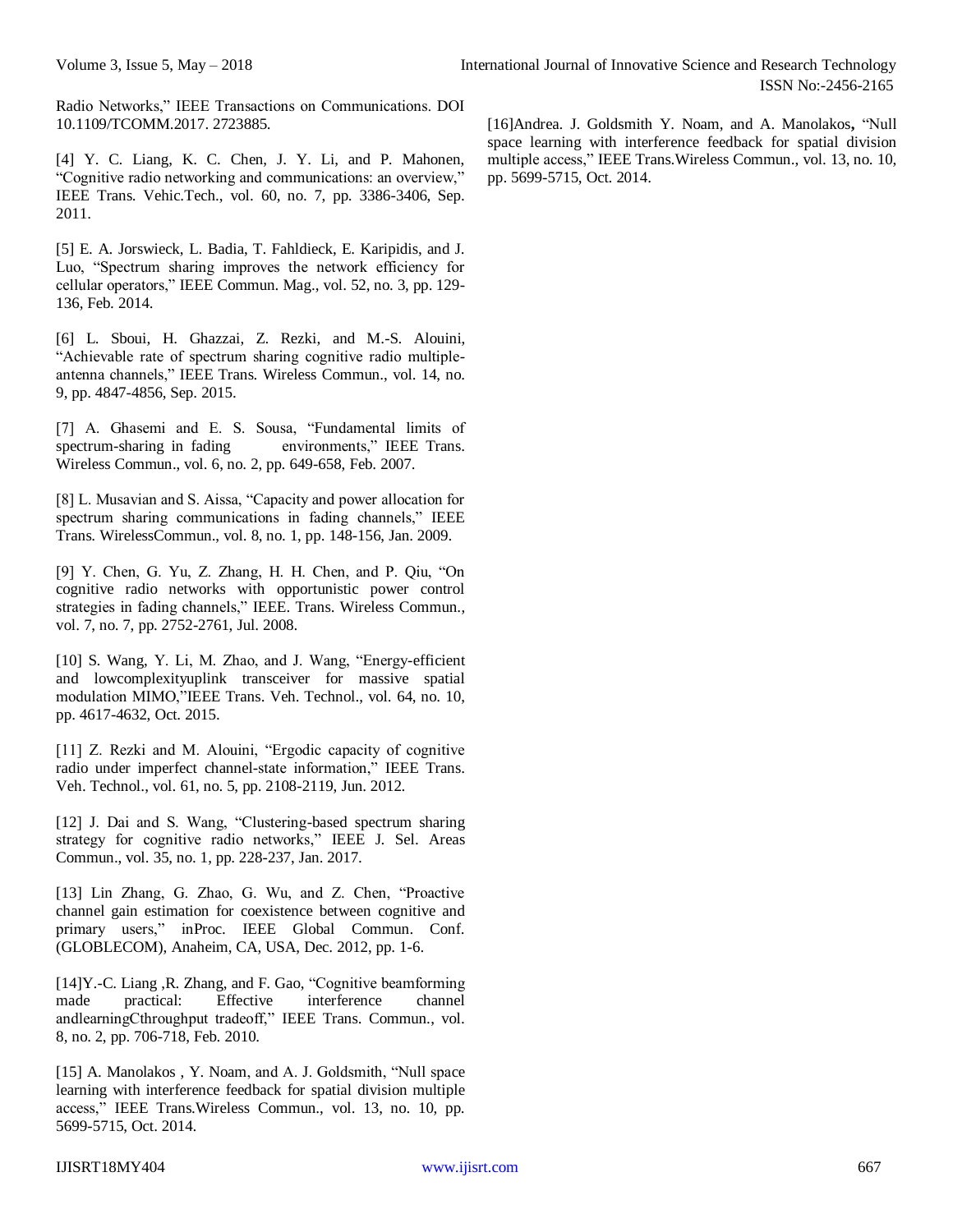Radio Networks," IEEE Transactions on Communications. DOI 10.1109/TCOMM.2017. 2723885.

[4] Y. C. Liang, K. C. Chen, J. Y. Li, and P. Mahonen, "Cognitive radio networking and communications: an overview," IEEE Trans. Vehic.Tech., vol. 60, no. 7, pp. 3386-3406, Sep. 2011.

[5] E. A. Jorswieck, L. Badia, T. Fahldieck, E. Karipidis, and J. Luo, "Spectrum sharing improves the network efficiency for cellular operators," IEEE Commun. Mag., vol. 52, no. 3, pp. 129-136, Feb. 2014.

[6] L. Sboui, H. Ghazzai, Z. Rezki, and M.-S. Alouini, "Achievable rate of spectrum sharing cognitive radio multiple-antenna channels," IEEE Trans. Wireless Commun., vol. 14, no. 9, pp. 4847-4856, Sep. 2015.

[7] A. Ghasemi and E. S. Sousa, "Fundamental limits of spectrum-sharing in fading environments," IEEE Trans. Wireless Commun., vol. 6, no. 2, pp. 649-658, Feb. 2007.

[8] L. Musavian and S. Aissa, "Capacity and power allocation for spectrum sharing communications in fading channels," IEEE Trans. WirelessCommun., vol. 8, no. 1, pp. 148-156, Jan. 2009.

[9] Y. Chen, G. Yu, Z. Zhang, H. H. Chen, and P. Qiu, "On cognitive radio networks with opportunistic power control strategies in fading channels," IEEE. Trans. Wireless Commun., vol. 7, no. 7, pp. 2752-2761, Jul. 2008.

[10] S. Wang, Y. Li, M. Zhao, and J. Wang, "Energy-efficient and lowcomplexityuplink transceiver for massive spatial modulation MIMO,"IEEE Trans. Veh. Technol., vol. 64, no. 10, pp. 4617-4632, Oct. 2015.

[11] Z. Rezki and M. Alouini, "Ergodic capacity of cognitive radio under imperfect channel-state information," IEEE Trans. Veh. Technol., vol. 61, no. 5, pp. 2108-2119, Jun. 2012.

[12] J. Dai and S. Wang, "Clustering-based spectrum sharing strategy for cognitive radio networks," IEEE J. Sel. Areas Commun., vol. 35, no. 1, pp. 228-237, Jan. 2017.

[13] Lin Zhang, G. Zhao, G. Wu, and Z. Chen, "Proactive channel gain estimation for coexistence between cognitive and primary users," inProc. IEEE Global Commun. Conf. (GLOBLECOM), Anaheim, CA, USA, Dec. 2012, pp. 1-6.

[14]Y.-C. Liang ,R. Zhang, and F. Gao, "Cognitive beamforming made practical: Effective interference channel andlearningCthroughput tradeoff," IEEE Trans. Commun., vol. 8, no. 2, pp. 706-718, Feb. 2010.

[15] A. Manolakos , Y. Noam, and A. J. Goldsmith, "Null space learning with interference feedback for spatial division multiple access," IEEE Trans.Wireless Commun., vol. 13, no. 10, pp. 5699-5715, Oct. 2014.

[16]Andrea. J. Goldsmith Y. Noam, and A. Manolakos**,** "Null space learning with interference feedback for spatial division multiple access," IEEE Trans.Wireless Commun., vol. 13, no. 10, pp. 5699-5715, Oct. 2014.